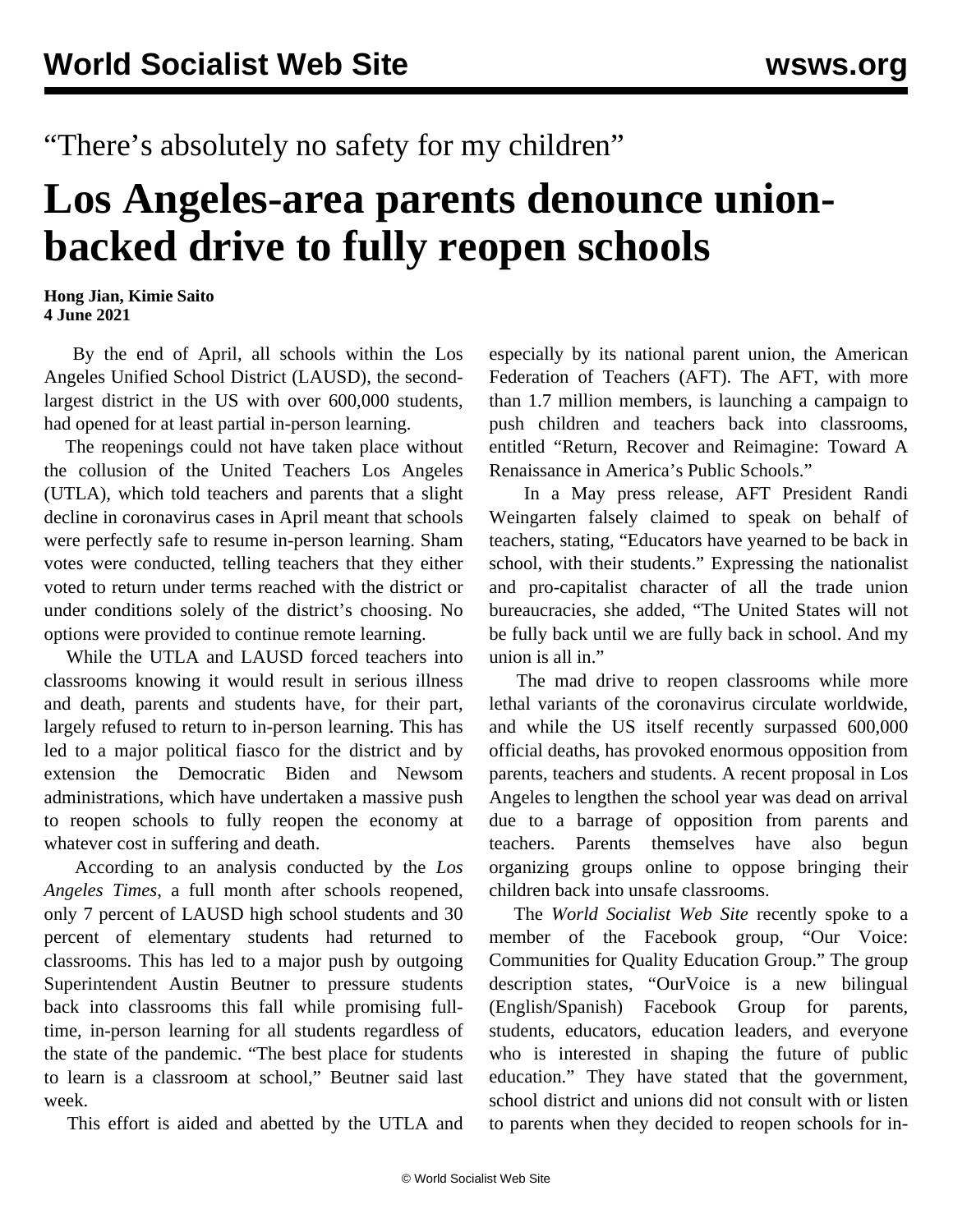"There's absolutely no safety for my children"

# Los Angeles-area parents denounce union-backed drive to fully reopen schools

**Hong Jian, Kimie Saito**
**4 June 2021**

By the end of April, all schools within the Los Angeles Unified School District (LAUSD), the second-largest district in the US with over 600,000 students, had opened for at least partial in-person learning.

The reopenings could not have taken place without the collusion of the United Teachers Los Angeles (UTLA), which told teachers and parents that a slight decline in coronavirus cases in April meant that schools were perfectly safe to resume in-person learning. Sham votes were conducted, telling teachers that they either voted to return under terms reached with the district or under conditions solely of the district's choosing. No options were provided to continue remote learning.

While the UTLA and LAUSD forced teachers into classrooms knowing it would result in serious illness and death, parents and students have, for their part, largely refused to return to in-person learning. This has led to a major political fiasco for the district and by extension the Democratic Biden and Newsom administrations, which have undertaken a massive push to reopen schools to fully reopen the economy at whatever cost in suffering and death.

According to an analysis conducted by the *Los Angeles Times*, a full month after schools reopened, only 7 percent of LAUSD high school students and 30 percent of elementary students had returned to classrooms. This has led to a major push by outgoing Superintendent Austin Beutner to pressure students back into classrooms this fall while promising full-time, in-person learning for all students regardless of the state of the pandemic. "The best place for students to learn is a classroom at school," Beutner said last week.

This effort is aided and abetted by the UTLA and especially by its national parent union, the American Federation of Teachers (AFT). The AFT, with more than 1.7 million members, is launching a campaign to push children and teachers back into classrooms, entitled "Return, Recover and Reimagine: Toward A Renaissance in America's Public Schools."

In a May press release, AFT President Randi Weingarten falsely claimed to speak on behalf of teachers, stating, "Educators have yearned to be back in school, with their students." Expressing the nationalist and pro-capitalist character of all the trade union bureaucracies, she added, "The United States will not be fully back until we are fully back in school. And my union is all in."

The mad drive to reopen classrooms while more lethal variants of the coronavirus circulate worldwide, and while the US itself recently surpassed 600,000 official deaths, has provoked enormous opposition from parents, teachers and students. A recent proposal in Los Angeles to lengthen the school year was dead on arrival due to a barrage of opposition from parents and teachers. Parents themselves have also begun organizing groups online to oppose bringing their children back into unsafe classrooms.

The *World Socialist Web Site* recently spoke to a member of the Facebook group, "Our Voice: Communities for Quality Education Group." The group description states, "OurVoice is a new bilingual (English/Spanish) Facebook Group for parents, students, educators, education leaders, and everyone who is interested in shaping the future of public education." They have stated that the government, school district and unions did not consult with or listen to parents when they decided to reopen schools for in-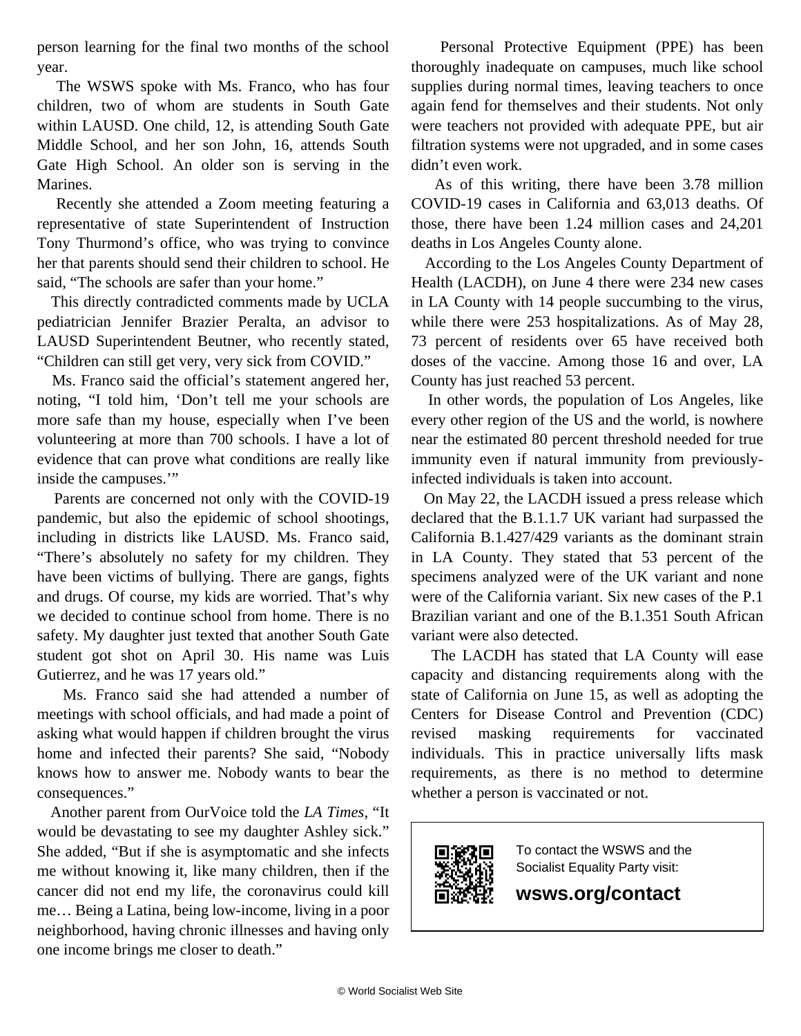person learning for the final two months of the school year.

The WSWS spoke with Ms. Franco, who has four children, two of whom are students in South Gate within LAUSD. One child, 12, is attending South Gate Middle School, and her son John, 16, attends South Gate High School. An older son is serving in the Marines.

Recently she attended a Zoom meeting featuring a representative of state Superintendent of Instruction Tony Thurmond's office, who was trying to convince her that parents should send their children to school. He said, "The schools are safer than your home."

This directly contradicted comments made by UCLA pediatrician Jennifer Brazier Peralta, an advisor to LAUSD Superintendent Beutner, who recently stated, "Children can still get very, very sick from COVID."

Ms. Franco said the official's statement angered her, noting, "I told him, 'Don't tell me your schools are more safe than my house, especially when I've been volunteering at more than 700 schools. I have a lot of evidence that can prove what conditions are really like inside the campuses.'"

Parents are concerned not only with the COVID-19 pandemic, but also the epidemic of school shootings, including in districts like LAUSD. Ms. Franco said, "There's absolutely no safety for my children. They have been victims of bullying. There are gangs, fights and drugs. Of course, my kids are worried. That's why we decided to continue school from home. There is no safety. My daughter just texted that another South Gate student got shot on April 30. His name was Luis Gutierrez, and he was 17 years old."

Ms. Franco said she had attended a number of meetings with school officials, and had made a point of asking what would happen if children brought the virus home and infected their parents? She said, "Nobody knows how to answer me. Nobody wants to bear the consequences."

Another parent from OurVoice told the *LA Times*, "It would be devastating to see my daughter Ashley sick." She added, "But if she is asymptomatic and she infects me without knowing it, like many children, then if the cancer did not end my life, the coronavirus could kill me… Being a Latina, being low-income, living in a poor neighborhood, having chronic illnesses and having only one income brings me closer to death."

Personal Protective Equipment (PPE) has been thoroughly inadequate on campuses, much like school supplies during normal times, leaving teachers to once again fend for themselves and their students. Not only were teachers not provided with adequate PPE, but air filtration systems were not upgraded, and in some cases didn't even work.

As of this writing, there have been 3.78 million COVID-19 cases in California and 63,013 deaths. Of those, there have been 1.24 million cases and 24,201 deaths in Los Angeles County alone.

According to the Los Angeles County Department of Health (LACDH), on June 4 there were 234 new cases in LA County with 14 people succumbing to the virus, while there were 253 hospitalizations. As of May 28, 73 percent of residents over 65 have received both doses of the vaccine. Among those 16 and over, LA County has just reached 53 percent.

In other words, the population of Los Angeles, like every other region of the US and the world, is nowhere near the estimated 80 percent threshold needed for true immunity even if natural immunity from previously-infected individuals is taken into account.

On May 22, the LACDH issued a press release which declared that the B.1.1.7 UK variant had surpassed the California B.1.427/429 variants as the dominant strain in LA County. They stated that 53 percent of the specimens analyzed were of the UK variant and none were of the California variant. Six new cases of the P.1 Brazilian variant and one of the B.1.351 South African variant were also detected.

The LACDH has stated that LA County will ease capacity and distancing requirements along with the state of California on June 15, as well as adopting the Centers for Disease Control and Prevention (CDC) revised masking requirements for vaccinated individuals. This in practice universally lifts mask requirements, as there is no method to determine whether a person is vaccinated or not.

To contact the WSWS and the Socialist Equality Party visit:

**wsws.org/contact**